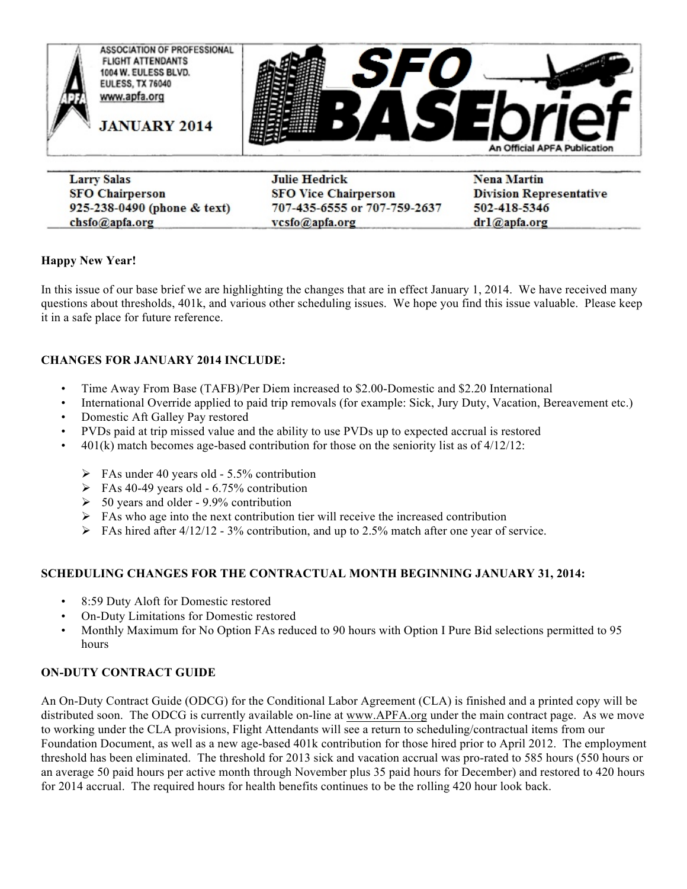ASSOCIATION OF PROFESSIONAL FLIGHT ATTENDANTS
1004 W. EULESS BLVD.
EULESS, TX 76040
www.apfa.org

**JANUARY 2014**

# SFO BASEbrief

An Official APFA Publication

| Larry Salas | Julie Hedrick | Nena Martin |
|---|---|---|
| SFO Chairperson | SFO Vice Chairperson | Division Representative |
| 925-238-0490 (phone & text) | 707-435-6555 or 707-759-2637 | 502-418-5346 |
| chsfo@apfa.org | vcsfo@apfa.org | dr1@apfa.org |

**Happy New Year!**

In this issue of our base brief we are highlighting the changes that are in effect January 1, 2014. We have received many questions about thresholds, 401k, and various other scheduling issues. We hope you find this issue valuable. Please keep it in a safe place for future reference.

## CHANGES FOR JANUARY 2014 INCLUDE:

- Time Away From Base (TAFB)/Per Diem increased to $2.00-Domestic and $2.20 International
- International Override applied to paid trip removals (for example: Sick, Jury Duty, Vacation, Bereavement etc.)
- Domestic Aft Galley Pay restored
- PVDs paid at trip missed value and the ability to use PVDs up to expected accrual is restored
- 401(k) match becomes age-based contribution for those on the seniority list as of 4/12/12:
  - FAs under 40 years old - 5.5% contribution
  - FAs 40-49 years old - 6.75% contribution
  - 50 years and older - 9.9% contribution
  - FAs who age into the next contribution tier will receive the increased contribution
  - FAs hired after 4/12/12 - 3% contribution, and up to 2.5% match after one year of service.

## SCHEDULING CHANGES FOR THE CONTRACTUAL MONTH BEGINNING JANUARY 31, 2014:

- 8:59 Duty Aloft for Domestic restored
- On-Duty Limitations for Domestic restored
- Monthly Maximum for No Option FAs reduced to 90 hours with Option I Pure Bid selections permitted to 95 hours

## ON-DUTY CONTRACT GUIDE

An On-Duty Contract Guide (ODCG) for the Conditional Labor Agreement (CLA) is finished and a printed copy will be distributed soon. The ODCG is currently available on-line at www.APFA.org under the main contract page. As we move to working under the CLA provisions, Flight Attendants will see a return to scheduling/contractual items from our Foundation Document, as well as a new age-based 401k contribution for those hired prior to April 2012. The employment threshold has been eliminated. The threshold for 2013 sick and vacation accrual was pro-rated to 585 hours (550 hours or an average 50 paid hours per active month through November plus 35 paid hours for December) and restored to 420 hours for 2014 accrual. The required hours for health benefits continues to be the rolling 420 hour look back.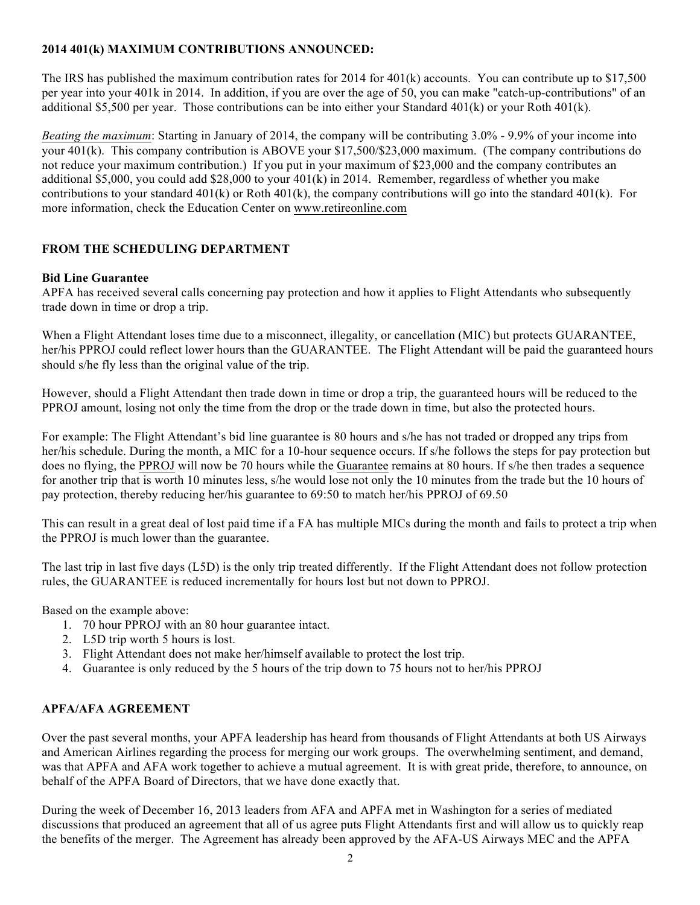**2014 401(k) MAXIMUM CONTRIBUTIONS ANNOUNCED:**

The IRS has published the maximum contribution rates for 2014 for 401(k) accounts. You can contribute up to $17,500 per year into your 401k in 2014. In addition, if you are over the age of 50, you can make "catch-up-contributions" of an additional $5,500 per year. Those contributions can be into either your Standard 401(k) or your Roth 401(k).

*Beating the maximum*: Starting in January of 2014, the company will be contributing 3.0% - 9.9% of your income into your 401(k). This company contribution is ABOVE your $17,500/$23,000 maximum. (The company contributions do not reduce your maximum contribution.) If you put in your maximum of $23,000 and the company contributes an additional $5,000, you could add $28,000 to your 401(k) in 2014. Remember, regardless of whether you make contributions to your standard 401(k) or Roth 401(k), the company contributions will go into the standard 401(k). For more information, check the Education Center on www.retireonline.com

**FROM THE SCHEDULING DEPARTMENT**

**Bid Line Guarantee**

APFA has received several calls concerning pay protection and how it applies to Flight Attendants who subsequently trade down in time or drop a trip.

When a Flight Attendant loses time due to a misconnect, illegality, or cancellation (MIC) but protects GUARANTEE, her/his PPROJ could reflect lower hours than the GUARANTEE. The Flight Attendant will be paid the guaranteed hours should s/he fly less than the original value of the trip.

However, should a Flight Attendant then trade down in time or drop a trip, the guaranteed hours will be reduced to the PPROJ amount, losing not only the time from the drop or the trade down in time, but also the protected hours.

For example: The Flight Attendant's bid line guarantee is 80 hours and s/he has not traded or dropped any trips from her/his schedule. During the month, a MIC for a 10-hour sequence occurs. If s/he follows the steps for pay protection but does no flying, the PPROJ will now be 70 hours while the Guarantee remains at 80 hours. If s/he then trades a sequence for another trip that is worth 10 minutes less, s/he would lose not only the 10 minutes from the trade but the 10 hours of pay protection, thereby reducing her/his guarantee to 69:50 to match her/his PPROJ of 69.50

This can result in a great deal of lost paid time if a FA has multiple MICs during the month and fails to protect a trip when the PPROJ is much lower than the guarantee.

The last trip in last five days (L5D) is the only trip treated differently. If the Flight Attendant does not follow protection rules, the GUARANTEE is reduced incrementally for hours lost but not down to PPROJ.

Based on the example above:

1. 70 hour PPROJ with an 80 hour guarantee intact.
2. L5D trip worth 5 hours is lost.
3. Flight Attendant does not make her/himself available to protect the lost trip.
4. Guarantee is only reduced by the 5 hours of the trip down to 75 hours not to her/his PPROJ

**APFA/AFA AGREEMENT**

Over the past several months, your APFA leadership has heard from thousands of Flight Attendants at both US Airways and American Airlines regarding the process for merging our work groups. The overwhelming sentiment, and demand, was that APFA and AFA work together to achieve a mutual agreement. It is with great pride, therefore, to announce, on behalf of the APFA Board of Directors, that we have done exactly that.

During the week of December 16, 2013 leaders from AFA and APFA met in Washington for a series of mediated discussions that produced an agreement that all of us agree puts Flight Attendants first and will allow us to quickly reap the benefits of the merger. The Agreement has already been approved by the AFA-US Airways MEC and the APFA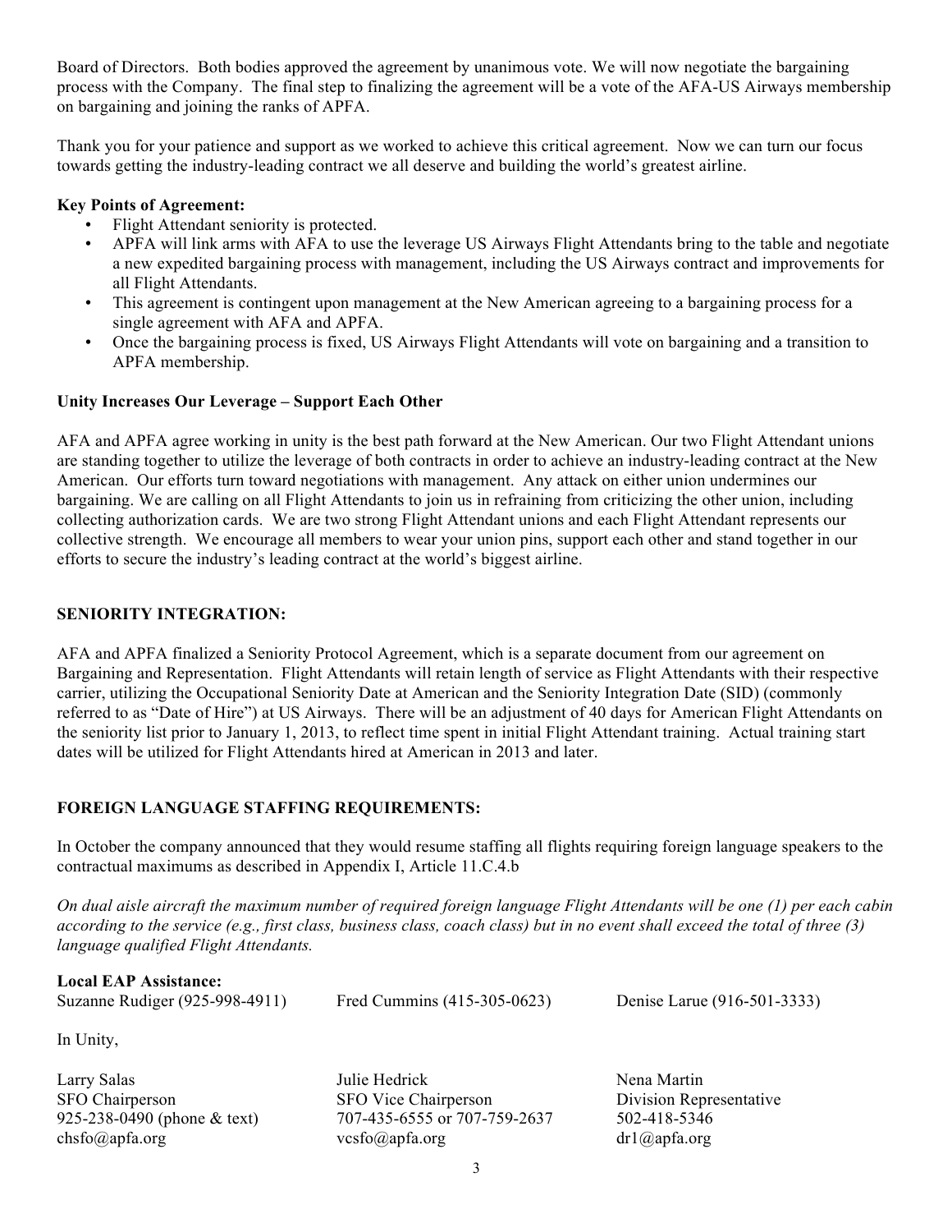Board of Directors. Both bodies approved the agreement by unanimous vote. We will now negotiate the bargaining process with the Company. The final step to finalizing the agreement will be a vote of the AFA-US Airways membership on bargaining and joining the ranks of APFA.

Thank you for your patience and support as we worked to achieve this critical agreement. Now we can turn our focus towards getting the industry-leading contract we all deserve and building the world's greatest airline.

**Key Points of Agreement:**

- Flight Attendant seniority is protected.
- APFA will link arms with AFA to use the leverage US Airways Flight Attendants bring to the table and negotiate a new expedited bargaining process with management, including the US Airways contract and improvements for all Flight Attendants.
- This agreement is contingent upon management at the New American agreeing to a bargaining process for a single agreement with AFA and APFA.
- Once the bargaining process is fixed, US Airways Flight Attendants will vote on bargaining and a transition to APFA membership.

**Unity Increases Our Leverage – Support Each Other**

AFA and APFA agree working in unity is the best path forward at the New American. Our two Flight Attendant unions are standing together to utilize the leverage of both contracts in order to achieve an industry-leading contract at the New American. Our efforts turn toward negotiations with management. Any attack on either union undermines our bargaining. We are calling on all Flight Attendants to join us in refraining from criticizing the other union, including collecting authorization cards. We are two strong Flight Attendant unions and each Flight Attendant represents our collective strength. We encourage all members to wear your union pins, support each other and stand together in our efforts to secure the industry's leading contract at the world's biggest airline.

**SENIORITY INTEGRATION:**

AFA and APFA finalized a Seniority Protocol Agreement, which is a separate document from our agreement on Bargaining and Representation. Flight Attendants will retain length of service as Flight Attendants with their respective carrier, utilizing the Occupational Seniority Date at American and the Seniority Integration Date (SID) (commonly referred to as "Date of Hire") at US Airways. There will be an adjustment of 40 days for American Flight Attendants on the seniority list prior to January 1, 2013, to reflect time spent in initial Flight Attendant training. Actual training start dates will be utilized for Flight Attendants hired at American in 2013 and later.

**FOREIGN LANGUAGE STAFFING REQUIREMENTS:**

In October the company announced that they would resume staffing all flights requiring foreign language speakers to the contractual maximums as described in Appendix I, Article 11.C.4.b

*On dual aisle aircraft the maximum number of required foreign language Flight Attendants will be one (1) per each cabin according to the service (e.g., first class, business class, coach class) but in no event shall exceed the total of three (3) language qualified Flight Attendants.*

**Local EAP Assistance:**

Suzanne Rudiger (925-998-4911) Fred Cummins (415-305-0623) Denise Larue (916-501-3333)

In Unity,

| | | |
|---|---|---|
| Larry Salas | Julie Hedrick | Nena Martin |
| SFO Chairperson | SFO Vice Chairperson | Division Representative |
| 925-238-0490 (phone & text) | 707-435-6555 or 707-759-2637 | 502-418-5346 |
| chsfo@apfa.org | vcsfo@apfa.org | dr1@apfa.org |